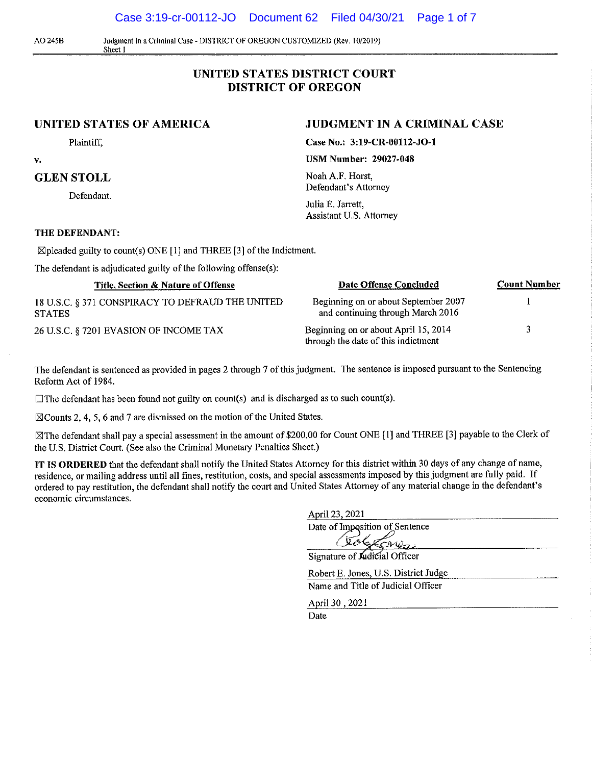AO 245B Judgment in a Criminal Case - DISTRICT OF OREGON CUSTOMIZED (Rev. 10/2019)
Sheet 1

# UNITED STATES DISTRICT COURT
# DISTRICT OF OREGON

**UNITED STATES OF AMERICA**

Plaintiff,

v.

**GLEN STOLL**

Defendant.

**JUDGMENT IN A CRIMINAL CASE**

**Case No.: 3:19-CR-00112-JO-1**

**USM Number: 29027-048**

Noah A.F. Horst,
Defendant's Attorney

Julia E. Jarrett,
Assistant U.S. Attorney

**THE DEFENDANT:**

☒pleaded guilty to count(s) ONE [1] and THREE [3] of the Indictment.

The defendant is adjudicated guilty of the following offense(s):

| Title, Section & Nature of Offense | Date Offense Concluded | Count Number |
|---|---|---|
| 18 U.S.C. § 371 CONSPIRACY TO DEFRAUD THE UNITED STATES | Beginning on or about September 2007 and continuing through March 2016 | 1 |
| 26 U.S.C. § 7201 EVASION OF INCOME TAX | Beginning on or about April 15, 2014 through the date of this indictment | 3 |

The defendant is sentenced as provided in pages 2 through 7 of this judgment. The sentence is imposed pursuant to the Sentencing Reform Act of 1984.

☐The defendant has been found not guilty on count(s) and is discharged as to such count(s).

☒Counts 2, 4, 5, 6 and 7 are dismissed on the motion of the United States.

☒The defendant shall pay a special assessment in the amount of $200.00 for Count ONE [1] and THREE [3] payable to the Clerk of the U.S. District Court. (See also the Criminal Monetary Penalties Sheet.)

**IT IS ORDERED** that the defendant shall notify the United States Attorney for this district within 30 days of any change of name, residence, or mailing address until all fines, restitution, costs, and special assessments imposed by this judgment are fully paid. If ordered to pay restitution, the defendant shall notify the court and United States Attorney of any material change in the defendant's economic circumstances.

April 23, 2021
Date of Imposition of Sentence

Signature of Judicial Officer

Robert E. Jones, U.S. District Judge
Name and Title of Judicial Officer

April 30 , 2021
Date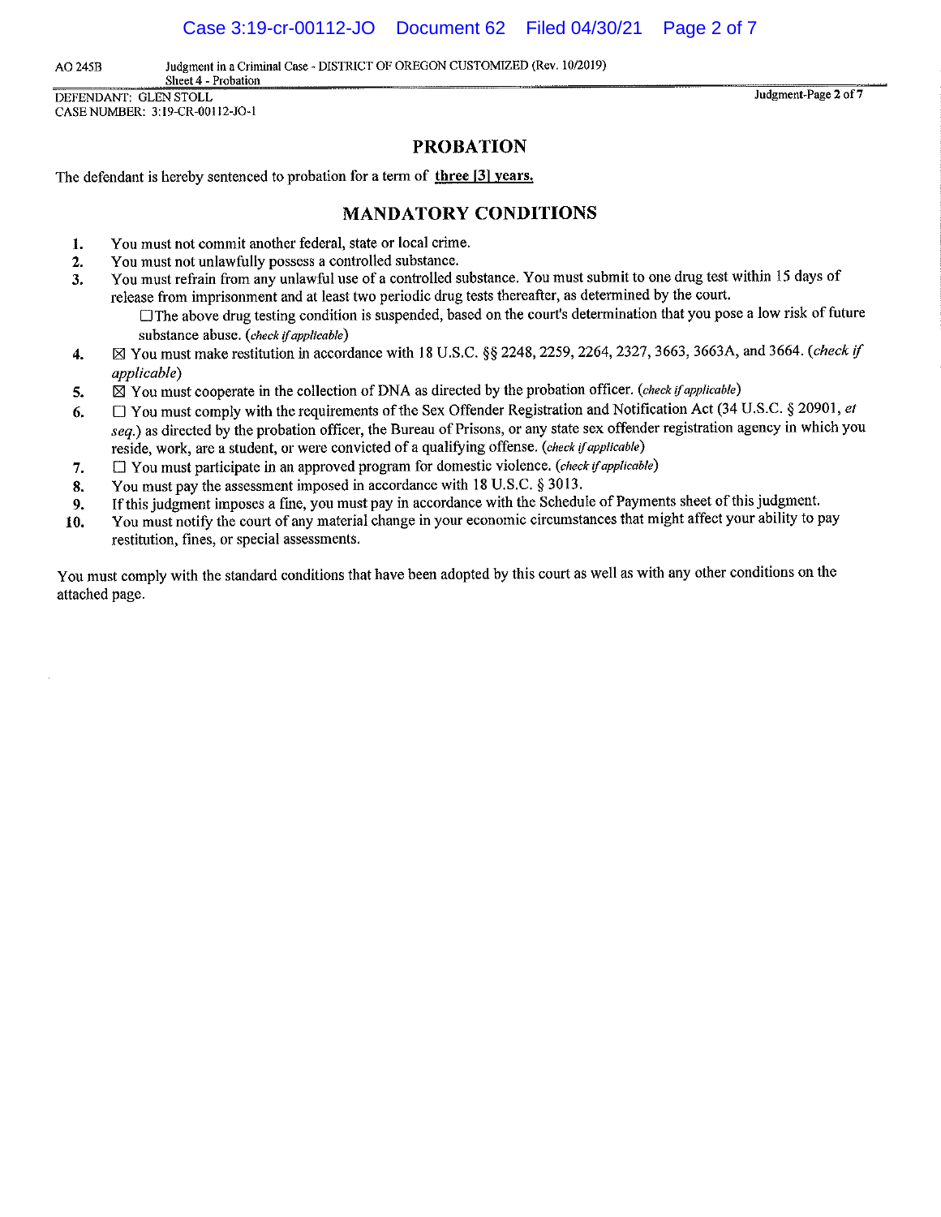DEFENDANT: GLEN STOLL
CASE NUMBER: 3:19-CR-00112-JO-1

## PROBATION

The defendant is hereby sentenced to probation for a term of **three [3] years.**

## MANDATORY CONDITIONS

1. You must not commit another federal, state or local crime.
2. You must not unlawfully possess a controlled substance.
3. You must refrain from any unlawful use of a controlled substance. You must submit to one drug test within 15 days of release from imprisonment and at least two periodic drug tests thereafter, as determined by the court.
   ☐ The above drug testing condition is suspended, based on the court's determination that you pose a low risk of future substance abuse. (*check if applicable*)
4. ☒ You must make restitution in accordance with 18 U.S.C. §§ 2248, 2259, 2264, 2327, 3663, 3663A, and 3664. (*check if applicable*)
5. ☒ You must cooperate in the collection of DNA as directed by the probation officer. (*check if applicable*)
6. ☐ You must comply with the requirements of the Sex Offender Registration and Notification Act (34 U.S.C. § 20901, *et seq.*) as directed by the probation officer, the Bureau of Prisons, or any state sex offender registration agency in which you reside, work, are a student, or were convicted of a qualifying offense. (*check if applicable*)
7. ☐ You must participate in an approved program for domestic violence. (*check if applicable*)
8. You must pay the assessment imposed in accordance with 18 U.S.C. § 3013.
9. If this judgment imposes a fine, you must pay in accordance with the Schedule of Payments sheet of this judgment.
10. You must notify the court of any material change in your economic circumstances that might affect your ability to pay restitution, fines, or special assessments.

You must comply with the standard conditions that have been adopted by this court as well as with any other conditions on the attached page.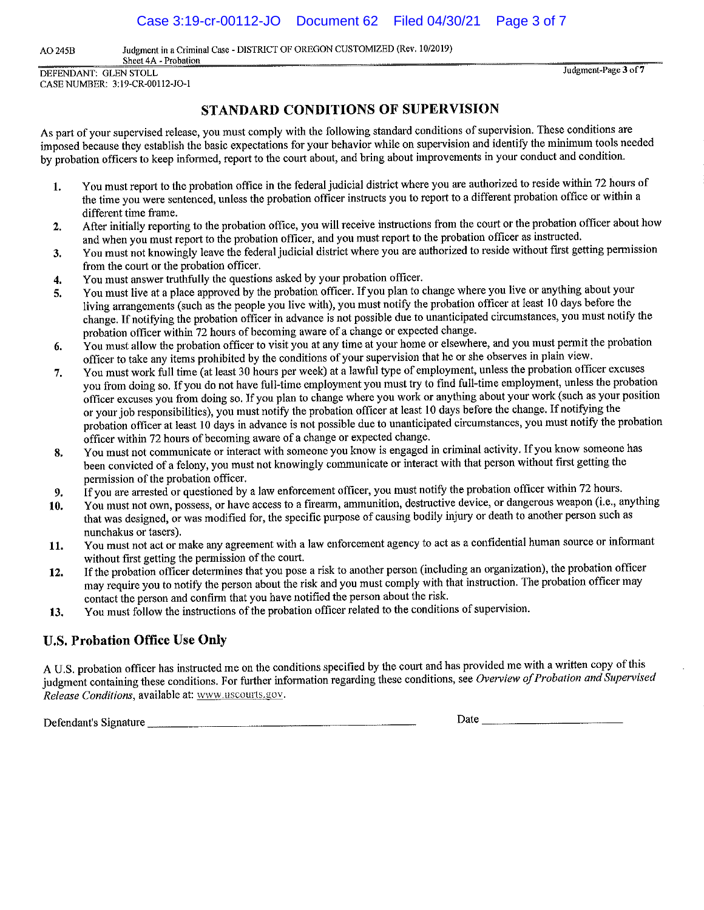AO 245B Judgment in a Criminal Case - DISTRICT OF OREGON CUSTOMIZED (Rev. 10/2019)
Sheet 4A - Probation

DEFENDANT: GLEN STOLL
CASE NUMBER: 3:19-CR-00112-JO-1

## STANDARD CONDITIONS OF SUPERVISION

As part of your supervised release, you must comply with the following standard conditions of supervision. These conditions are imposed because they establish the basic expectations for your behavior while on supervision and identify the minimum tools needed by probation officers to keep informed, report to the court about, and bring about improvements in your conduct and condition.

1. You must report to the probation office in the federal judicial district where you are authorized to reside within 72 hours of the time you were sentenced, unless the probation officer instructs you to report to a different probation office or within a different time frame.
2. After initially reporting to the probation office, you will receive instructions from the court or the probation officer about how and when you must report to the probation officer, and you must report to the probation officer as instructed.
3. You must not knowingly leave the federal judicial district where you are authorized to reside without first getting permission from the court or the probation officer.
4. You must answer truthfully the questions asked by your probation officer.
5. You must live at a place approved by the probation officer. If you plan to change where you live or anything about your living arrangements (such as the people you live with), you must notify the probation officer at least 10 days before the change. If notifying the probation officer in advance is not possible due to unanticipated circumstances, you must notify the probation officer within 72 hours of becoming aware of a change or expected change.
6. You must allow the probation officer to visit you at any time at your home or elsewhere, and you must permit the probation officer to take any items prohibited by the conditions of your supervision that he or she observes in plain view.
7. You must work full time (at least 30 hours per week) at a lawful type of employment, unless the probation officer excuses you from doing so. If you do not have full-time employment you must try to find full-time employment, unless the probation officer excuses you from doing so. If you plan to change where you work or anything about your work (such as your position or your job responsibilities), you must notify the probation officer at least 10 days before the change. If notifying the probation officer at least 10 days in advance is not possible due to unanticipated circumstances, you must notify the probation officer within 72 hours of becoming aware of a change or expected change.
8. You must not communicate or interact with someone you know is engaged in criminal activity. If you know someone has been convicted of a felony, you must not knowingly communicate or interact with that person without first getting the permission of the probation officer.
9. If you are arrested or questioned by a law enforcement officer, you must notify the probation officer within 72 hours.
10. You must not own, possess, or have access to a firearm, ammunition, destructive device, or dangerous weapon (i.e., anything that was designed, or was modified for, the specific purpose of causing bodily injury or death to another person such as nunchakus or tasers).
11. You must not act or make any agreement with a law enforcement agency to act as a confidential human source or informant without first getting the permission of the court.
12. If the probation officer determines that you pose a risk to another person (including an organization), the probation officer may require you to notify the person about the risk and you must comply with that instruction. The probation officer may contact the person and confirm that you have notified the person about the risk.
13. You must follow the instructions of the probation officer related to the conditions of supervision.

### U.S. Probation Office Use Only

A U.S. probation officer has instructed me on the conditions specified by the court and has provided me with a written copy of this judgment containing these conditions. For further information regarding these conditions, see *Overview of Probation and Supervised Release Conditions*, available at: www.uscourts.gov.

Defendant's Signature ______________________________ Date ________________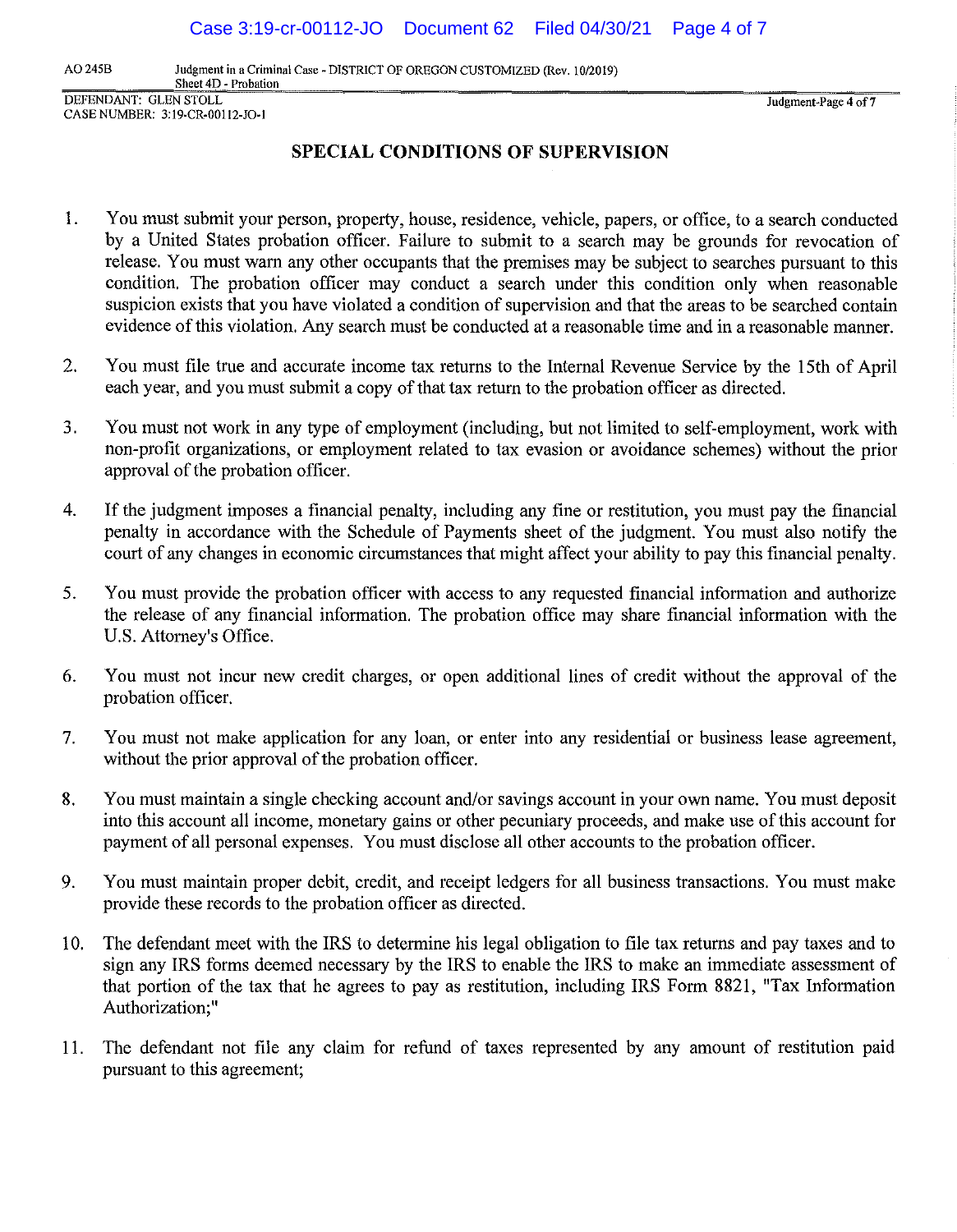AO 245B Judgment in a Criminal Case - DISTRICT OF OREGON CUSTOMIZED (Rev. 10/2019)
Sheet 4D - Probation

DEFENDANT: GLEN STOLL
CASE NUMBER: 3:19-CR-00112-JO-1

## SPECIAL CONDITIONS OF SUPERVISION

1. You must submit your person, property, house, residence, vehicle, papers, or office, to a search conducted by a United States probation officer. Failure to submit to a search may be grounds for revocation of release. You must warn any other occupants that the premises may be subject to searches pursuant to this condition. The probation officer may conduct a search under this condition only when reasonable suspicion exists that you have violated a condition of supervision and that the areas to be searched contain evidence of this violation. Any search must be conducted at a reasonable time and in a reasonable manner.

2. You must file true and accurate income tax returns to the Internal Revenue Service by the 15th of April each year, and you must submit a copy of that tax return to the probation officer as directed.

3. You must not work in any type of employment (including, but not limited to self-employment, work with non-profit organizations, or employment related to tax evasion or avoidance schemes) without the prior approval of the probation officer.

4. If the judgment imposes a financial penalty, including any fine or restitution, you must pay the financial penalty in accordance with the Schedule of Payments sheet of the judgment. You must also notify the court of any changes in economic circumstances that might affect your ability to pay this financial penalty.

5. You must provide the probation officer with access to any requested financial information and authorize the release of any financial information. The probation office may share financial information with the U.S. Attorney's Office.

6. You must not incur new credit charges, or open additional lines of credit without the approval of the probation officer.

7. You must not make application for any loan, or enter into any residential or business lease agreement, without the prior approval of the probation officer.

8. You must maintain a single checking account and/or savings account in your own name. You must deposit into this account all income, monetary gains or other pecuniary proceeds, and make use of this account for payment of all personal expenses. You must disclose all other accounts to the probation officer.

9. You must maintain proper debit, credit, and receipt ledgers for all business transactions. You must make provide these records to the probation officer as directed.

10. The defendant meet with the IRS to determine his legal obligation to file tax returns and pay taxes and to sign any IRS forms deemed necessary by the IRS to enable the IRS to make an immediate assessment of that portion of the tax that he agrees to pay as restitution, including IRS Form 8821, "Tax Information Authorization;"

11. The defendant not file any claim for refund of taxes represented by any amount of restitution paid pursuant to this agreement;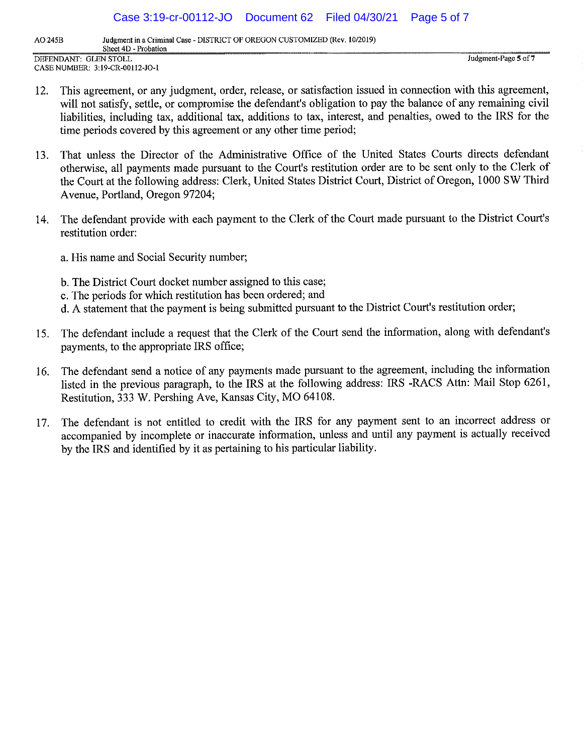12. This agreement, or any judgment, order, release, or satisfaction issued in connection with this agreement, will not satisfy, settle, or compromise the defendant's obligation to pay the balance of any remaining civil liabilities, including tax, additional tax, additions to tax, interest, and penalties, owed to the IRS for the time periods covered by this agreement or any other time period;

13. That unless the Director of the Administrative Office of the United States Courts directs defendant otherwise, all payments made pursuant to the Court's restitution order are to be sent only to the Clerk of the Court at the following address: Clerk, United States District Court, District of Oregon, 1000 SW Third Avenue, Portland, Oregon 97204;

14. The defendant provide with each payment to the Clerk of the Court made pursuant to the District Court's restitution order:

    a. His name and Social Security number;

    b. The District Court docket number assigned to this case;
    c. The periods for which restitution has been ordered; and
    d. A statement that the payment is being submitted pursuant to the District Court's restitution order;

15. The defendant include a request that the Clerk of the Court send the information, along with defendant's payments, to the appropriate IRS office;

16. The defendant send a notice of any payments made pursuant to the agreement, including the information listed in the previous paragraph, to the IRS at the following address: IRS -RACS Attn: Mail Stop 6261, Restitution, 333 W. Pershing Ave, Kansas City, MO 64108.

17. The defendant is not entitled to credit with the IRS for any payment sent to an incorrect address or accompanied by incomplete or inaccurate information, unless and until any payment is actually received by the IRS and identified by it as pertaining to his particular liability.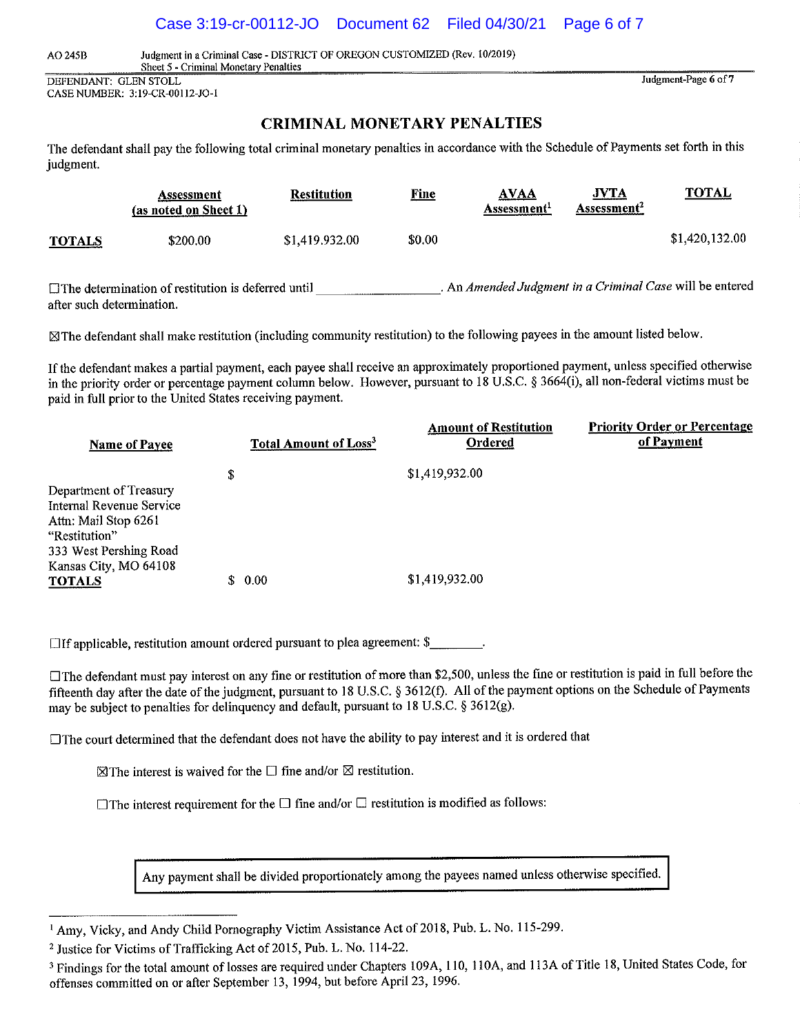AO 245B Judgment in a Criminal Case - DISTRICT OF OREGON CUSTOMIZED (Rev. 10/2019)
Sheet 5 - Criminal Monetary Penalties

DEFENDANT: GLEN STOLL
CASE NUMBER: 3:19-CR-00112-JO-1

## CRIMINAL MONETARY PENALTIES

The defendant shall pay the following total criminal monetary penalties in accordance with the Schedule of Payments set forth in this judgment.

| | Assessment (as noted on Sheet 1) | Restitution | Fine | AVAA Assessment[1] | JVTA Assessment[2] | TOTAL |
|---|---|---|---|---|---|---|
| **TOTALS** | $200.00 | $1,419,932.00 | $0.00 | | | $1,420,132.00 |

☐The determination of restitution is deferred until ________________. An *Amended Judgment in a Criminal Case* will be entered after such determination.

☒The defendant shall make restitution (including community restitution) to the following payees in the amount listed below.

If the defendant makes a partial payment, each payee shall receive an approximately proportioned payment, unless specified otherwise in the priority order or percentage payment column below. However, pursuant to 18 U.S.C. § 3664(i), all non-federal victims must be paid in full prior to the United States receiving payment.

| Name of Payee | Total Amount of Loss[3] | Amount of Restitution Ordered | Priority Order or Percentage of Payment |
|---|---|---|---|
| Department of Treasury<br>Internal Revenue Service<br>Attn: Mail Stop 6261<br>"Restitution"<br>333 West Pershing Road<br>Kansas City, MO 64108 | $ | $1,419,932.00 | |
| **TOTALS** | $ 0.00 | $1,419,932.00 | |

☐If applicable, restitution amount ordered pursuant to plea agreement: $________.

☐The defendant must pay interest on any fine or restitution of more than $2,500, unless the fine or restitution is paid in full before the fifteenth day after the date of the judgment, pursuant to 18 U.S.C. § 3612(f). All of the payment options on the Schedule of Payments may be subject to penalties for delinquency and default, pursuant to 18 U.S.C. § 3612(g).

☐The court determined that the defendant does not have the ability to pay interest and it is ordered that

☒The interest is waived for the ☐ fine and/or ☒ restitution.

☐The interest requirement for the ☐ fine and/or ☐ restitution is modified as follows:

Any payment shall be divided proportionately among the payees named unless otherwise specified.

---

[1] Amy, Vicky, and Andy Child Pornography Victim Assistance Act of 2018, Pub. L. No. 115-299.

[2] Justice for Victims of Trafficking Act of 2015, Pub. L. No. 114-22.

[3] Findings for the total amount of losses are required under Chapters 109A, 110, 110A, and 113A of Title 18, United States Code, for offenses committed on or after September 13, 1994, but before April 23, 1996.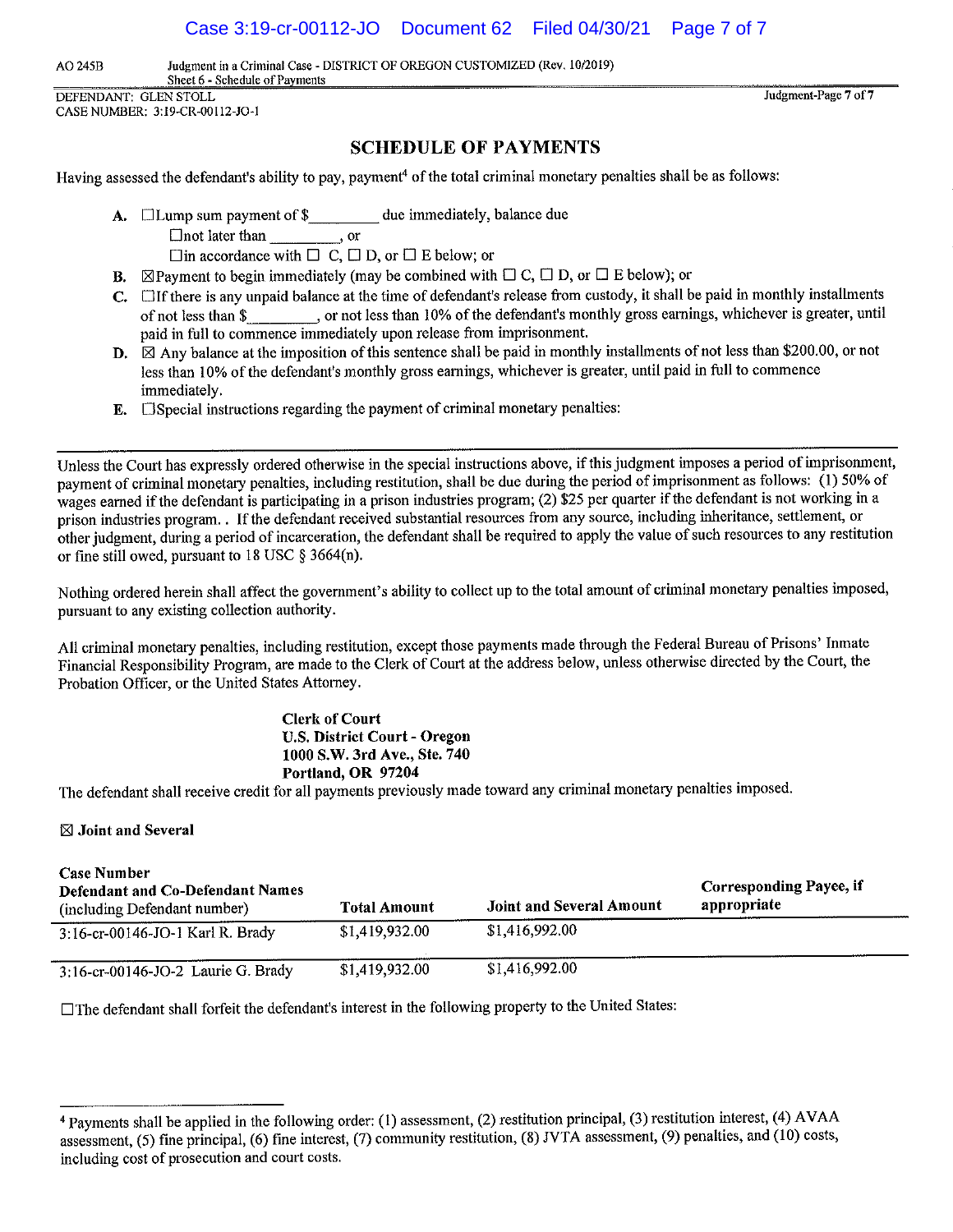AO 245B Judgment in a Criminal Case - DISTRICT OF OREGON CUSTOMIZED (Rev. 10/2019)
Sheet 6 - Schedule of Payments

DEFENDANT: GLEN STOLL
CASE NUMBER: 3:19-CR-00112-JO-1

## SCHEDULE OF PAYMENTS

Having assessed the defendant's ability to pay, payment[4] of the total criminal monetary penalties shall be as follows:

**A.** ☐Lump sum payment of $_________ due immediately, balance due
☐not later than _________, or
☐in accordance with ☐ C, ☐ D, or ☐ E below; or

**B.** ☒Payment to begin immediately (may be combined with ☐ C, ☐ D, or ☐ E below); or

**C.** ☐If there is any unpaid balance at the time of defendant's release from custody, it shall be paid in monthly installments of not less than $_________, or not less than 10% of the defendant's monthly gross earnings, whichever is greater, until paid in full to commence immediately upon release from imprisonment.

**D.** ☒ Any balance at the imposition of this sentence shall be paid in monthly installments of not less than $200.00, or not less than 10% of the defendant's monthly gross earnings, whichever is greater, until paid in full to commence immediately.

**E.** ☐Special instructions regarding the payment of criminal monetary penalties:

---

Unless the Court has expressly ordered otherwise in the special instructions above, if this judgment imposes a period of imprisonment, payment of criminal monetary penalties, including restitution, shall be due during the period of imprisonment as follows: (1) 50% of wages earned if the defendant is participating in a prison industries program; (2) $25 per quarter if the defendant is not working in a prison industries program. . If the defendant received substantial resources from any source, including inheritance, settlement, or other judgment, during a period of incarceration, the defendant shall be required to apply the value of such resources to any restitution or fine still owed, pursuant to 18 USC § 3664(n).

Nothing ordered herein shall affect the government's ability to collect up to the total amount of criminal monetary penalties imposed, pursuant to any existing collection authority.

All criminal monetary penalties, including restitution, except those payments made through the Federal Bureau of Prisons' Inmate Financial Responsibility Program, are made to the Clerk of Court at the address below, unless otherwise directed by the Court, the Probation Officer, or the United States Attorney.

**Clerk of Court**
**U.S. District Court - Oregon**
**1000 S.W. 3rd Ave., Ste. 740**
**Portland, OR 97204**

The defendant shall receive credit for all payments previously made toward any criminal monetary penalties imposed.

☒ **Joint and Several**

| **Case Number** **Defendant and Co-Defendant Names** (including Defendant number) | **Total Amount** | **Joint and Several Amount** | **Corresponding Payee, if appropriate** |
|---|---|---|---|
| 3:16-cr-00146-JO-1 Karl R. Brady | $1,419,932.00 | $1,416,992.00 | |
| 3:16-cr-00146-JO-2 Laurie G. Brady | $1,419,932.00 | $1,416,992.00 | |

☐The defendant shall forfeit the defendant's interest in the following property to the United States:

---

[4] Payments shall be applied in the following order: (1) assessment, (2) restitution principal, (3) restitution interest, (4) AVAA assessment, (5) fine principal, (6) fine interest, (7) community restitution, (8) JVTA assessment, (9) penalties, and (10) costs, including cost of prosecution and court costs.